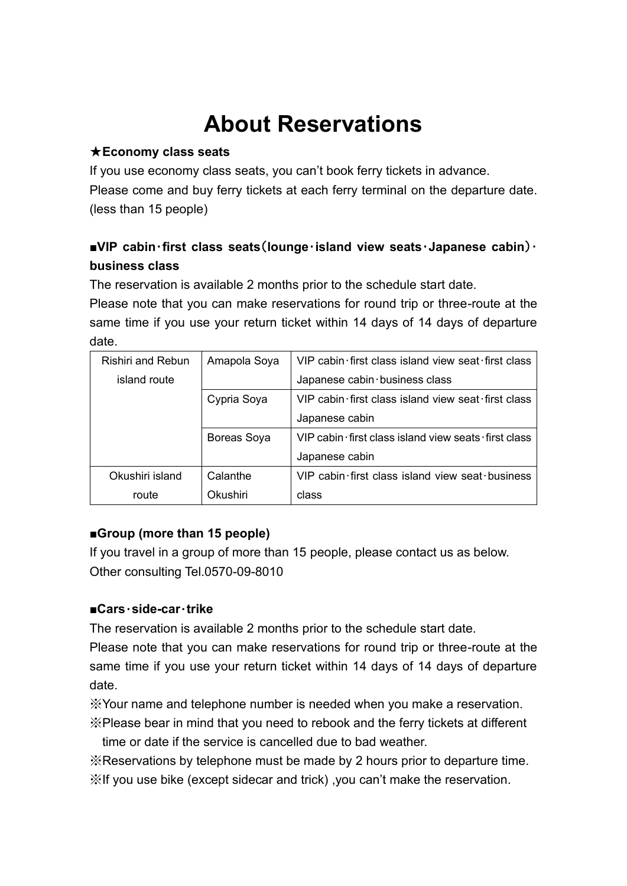# About Reservations

**★Economy class seats**

If you use economy class seats, you can't book ferry tickets in advance.
Please come and buy ferry tickets at each ferry terminal on the departure date. (less than 15 people)

**■VIP cabin･first class seats（lounge･island view seats･Japanese cabin）･business class**

The reservation is available 2 months prior to the schedule start date.
Please note that you can make reservations for round trip or three-route at the same time if you use your return ticket within 14 days of 14 days of departure date.

| Rishiri and Rebun island route | Amapola Soya | VIP cabin･first class island view seat･first class Japanese cabin･business class |
|---|---|---|
| | Cypria Soya | VIP cabin･first class island view seat･first class Japanese cabin |
| | Boreas Soya | VIP cabin･first class island view seats･first class Japanese cabin |
| Okushiri island route | Calanthe Okushiri | VIP cabin･first class island view seat･business class |

**■Group (more than 15 people)**

If you travel in a group of more than 15 people, please contact us as below.
Other consulting Tel.0570-09-8010

**■Cars･side-car･trike**

The reservation is available 2 months prior to the schedule start date.
Please note that you can make reservations for round trip or three-route at the same time if you use your return ticket within 14 days of 14 days of departure date.

※Your name and telephone number is needed when you make a reservation.
※Please bear in mind that you need to rebook and the ferry tickets at different time or date if the service is cancelled due to bad weather.
※Reservations by telephone must be made by 2 hours prior to departure time.
※If you use bike (except sidecar and trick) ,you can't make the reservation.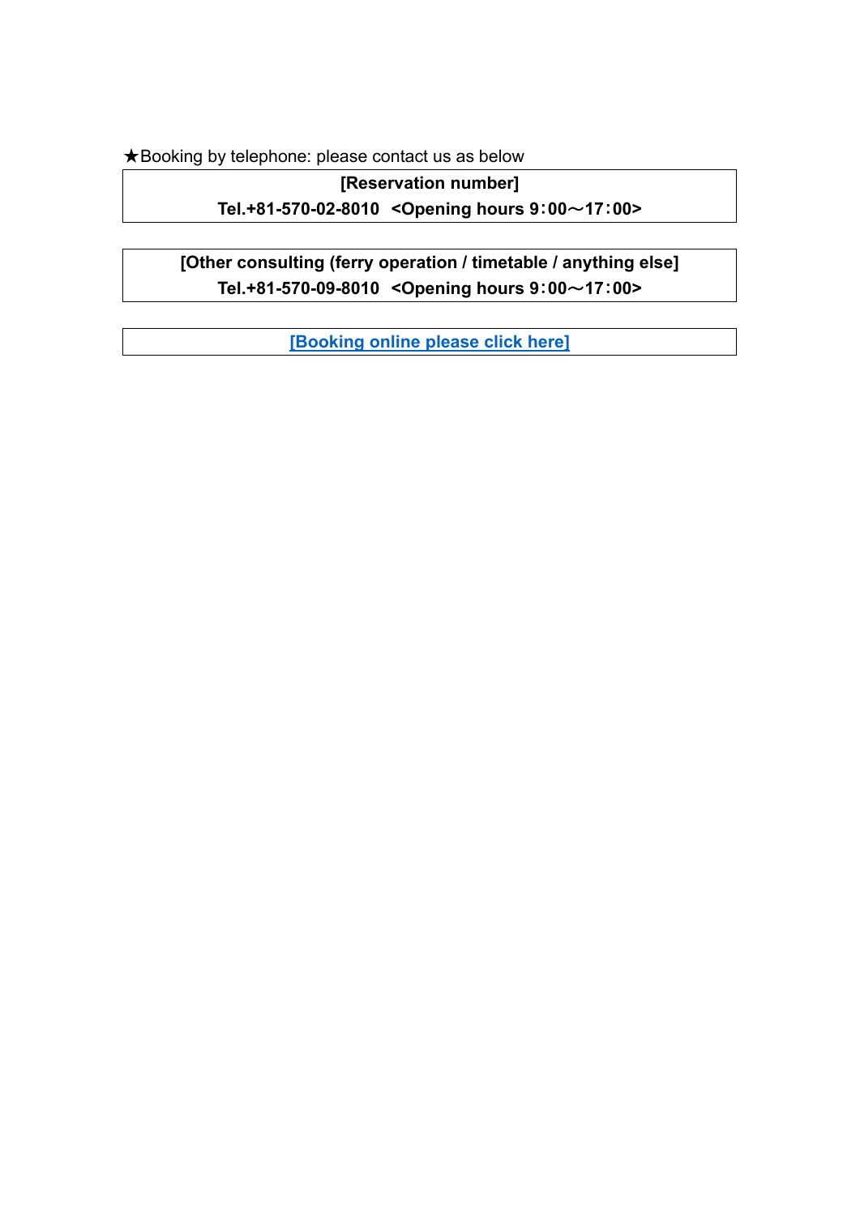★Booking by telephone: please contact us as below

**[Reservation number]**
**Tel.+81-570-02-8010 <Opening hours 9：00～17：00>**

**[Other consulting (ferry operation / timetable / anything else]**
**Tel.+81-570-09-8010 <Opening hours 9：00～17：00>**

**[Booking online please click here]**